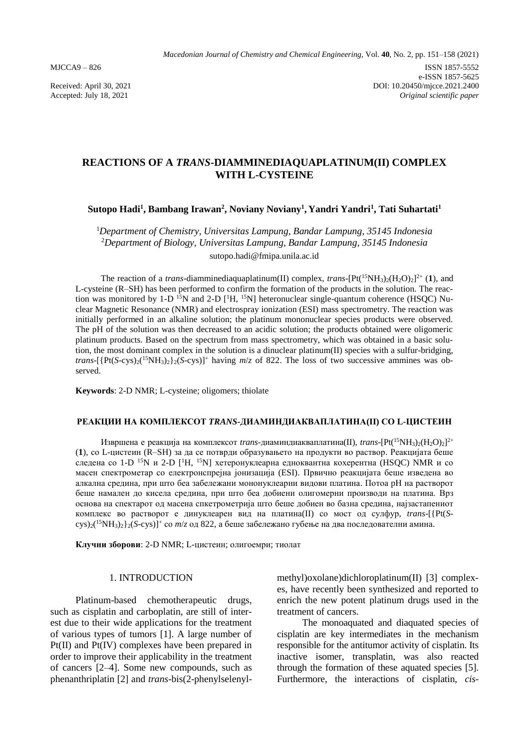MJCCA9 – 826

ISSN 1857-5552
e-ISSN 1857-5625
DOI: 10.20450/mjcce.2021.2400
*Original scientific paper*

Received: April 30, 2021
Accepted: July 18, 2021

# REACTIONS OF A *TRANS*-DIAMMINEDIAQUAPLATINUM(II) COMPLEX WITH L-CYSTEINE

**Sutopo Hadi[1], Bambang Irawan[2], Noviany Noviany[1], Yandri Yandri[1], Tati Suhartati[1]**

[1]*Department of Chemistry, Universitas Lampung, Bandar Lampung, 35145 Indonesia*
[2]*Department of Biology, Universitas Lampung, Bandar Lampung, 35145 Indonesia*
sutopo.hadi@fmipa.unila.ac.id

The reaction of a *trans*-diamminediaquaplatinum(II) complex, *trans*-$[Pt(^{15}NH_3)_2(H_2O)_2]^{2+}$ (**1**), and L-cysteine (R–SH) has been performed to confirm the formation of the products in the solution. The reaction was monitored by 1-D $^{15}N$ and 2-D [$^{1}H$, $^{15}N$] heteronuclear single-quantum coherence (HSQC) Nuclear Magnetic Resonance (NMR) and electrospray ionization (ESI) mass spectrometry. The reaction was initially performed in an alkaline solution; the platinum mononuclear species products were observed. The pH of the solution was then decreased to an acidic solution; the products obtained were oligomeric platinum products. Based on the spectrum from mass spectrometry, which was obtained in a basic solution, the most dominant complex in the solution is a dinuclear platinum(II) species with a sulfur-bridging, *trans*-$[\{Pt(S\text{-cys})_2(^{15}NH_3)_2\}_2(S\text{-cys})]^{+}$ having $m/z$ of 822. The loss of two successive ammines was observed.

**Keywords**: 2-D NMR; L-cysteine; oligomers; thiolate

## РЕАКЦИИ НА КОМПЛЕКСОТ *TRANS*-ДИАМИНДИАКВАПЛАТИНА(II) СО L-ЦИСТЕИН

Извршена е реакција на комплексот *trans*-диаминдиаквaплатина(II), *trans*-$[Pt(^{15}NH_3)_2(H_2O)_2]^{2+}$ (**1**), со L-цистеин (R–SH) за да се потврди образувањето на продукти во раствор. Реакцијата беше следена со 1-D $^{15}N$ и 2-D [$^{1}H$, $^{15}N$] хетеронуклеарна еднокавнтна кохерентна (HSQC) NMR и со масен спектрометар со електронспрејна јонизација (ESI). Првично реакцијата беше изведена во алкална средина, при што беа забележани мононуклеарни видови платина. Потоа pH на растворот беше намален до кисела средина, при што беа добиени олигомерни производи на платина. Врз основа на спектарот од масена спектрометрија што беше добиен во базна средина, најзастапениот комплекс во растворот е динуклеарен вид на платина(II) со мост од сулфур, *trans*-$[\{Pt(S\text{-cys})_2(^{15}NH_3)_2\}_2(S\text{-cys})]^{+}$ со $m/z$ од 822, а беше забележано губење на два последователни амина.

**Клучни зборови**: 2-D NMR; L-цистеин; олигоемри; тиолат

## 1. INTRODUCTION

Platinum-based chemotherapeutic drugs, such as cisplatin and carboplatin, are still of interest due to their wide applications for the treatment of various types of tumors [1]. A large number of Pt(II) and Pt(IV) complexes have been prepared in order to improve their applicability in the treatment of cancers [2–4]. Some new compounds, such as phenanthriplatin [2] and *trans*-bis(2-phenylselenylmethyl)oxolane)dichloroplatinum(II) [3] complexes, have recently been synthesized and reported to enrich the new potent platinum drugs used in the treatment of cancers.

The monoaquated and diaquated species of cisplatin are key intermediates in the mechanism responsible for the antitumor activity of cisplatin. Its inactive isomer, transplatin, was also reacted through the formation of these aquated species [5]. Furthermore, the interactions of cisplatin, *cis*-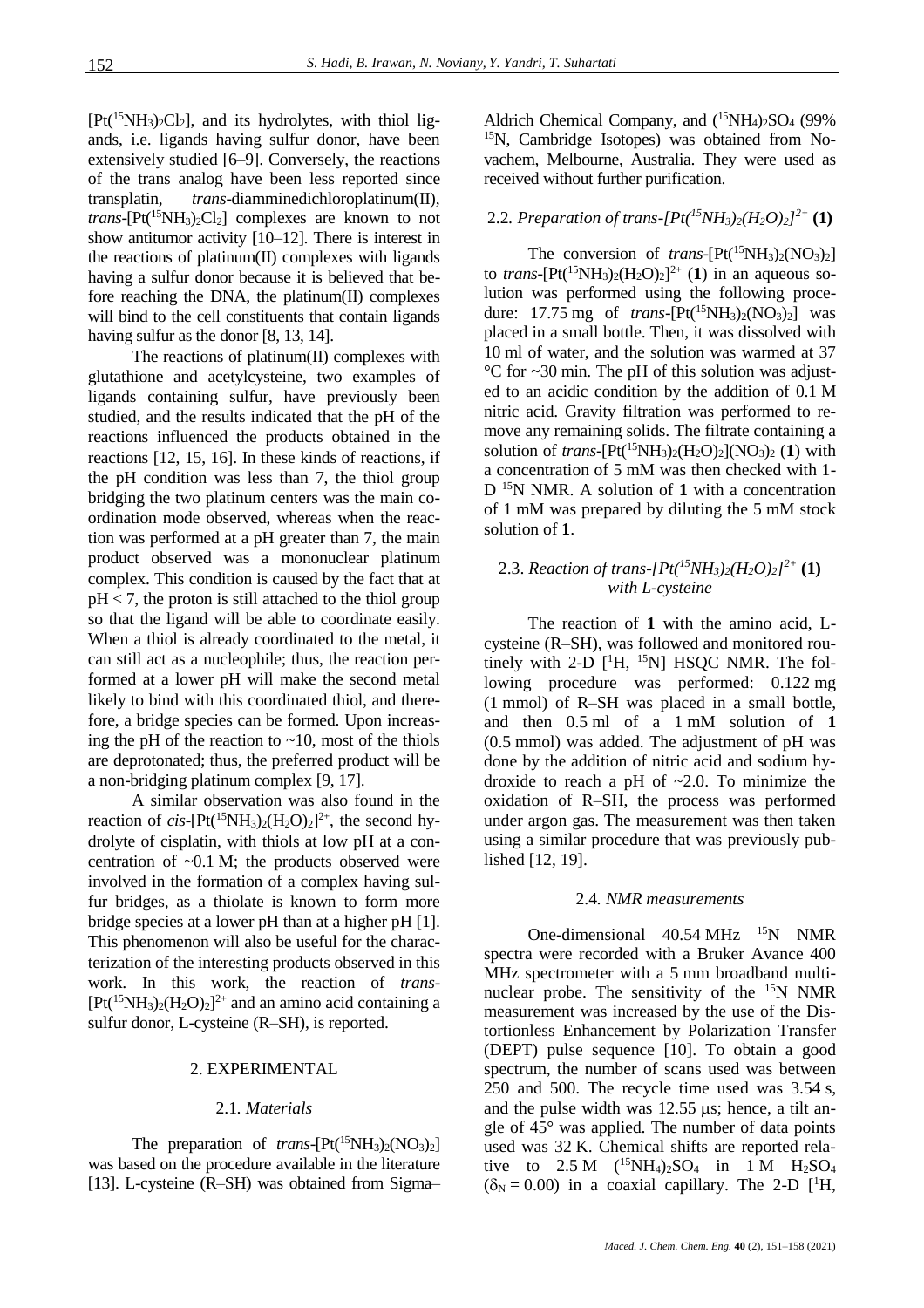$[Pt(^{15}NH_3)_2Cl_2]$, and its hydrolytes, with thiol ligands, i.e. ligands having sulfur donor, have been extensively studied [6–9]. Conversely, the reactions of the trans analog have been less reported since transplatin, *trans*-diamminedichloroplatinum(II), *trans*-$[Pt(^{15}NH_3)_2Cl_2]$ complexes are known to not show antitumor activity [10–12]. There is interest in the reactions of platinum(II) complexes with ligands having a sulfur donor because it is believed that before reaching the DNA, the platinum(II) complexes will bind to the cell constituents that contain ligands having sulfur as the donor [8, 13, 14].

The reactions of platinum(II) complexes with glutathione and acetylcysteine, two examples of ligands containing sulfur, have previously been studied, and the results indicated that the pH of the reactions influenced the products obtained in the reactions [12, 15, 16]. In these kinds of reactions, if the pH condition was less than 7, the thiol group bridging the two platinum centers was the main coordination mode observed, whereas when the reaction was performed at a pH greater than 7, the main product observed was a mononuclear platinum complex. This condition is caused by the fact that at $pH < 7$, the proton is still attached to the thiol group so that the ligand will be able to coordinate easily. When a thiol is already coordinated to the metal, it can still act as a nucleophile; thus, the reaction performed at a lower pH will make the second metal likely to bind with this coordinated thiol, and therefore, a bridge species can be formed. Upon increasing the pH of the reaction to ~10, most of the thiols are deprotonated; thus, the preferred product will be a non-bridging platinum complex [9, 17].

A similar observation was also found in the reaction of *cis*-$[Pt(^{15}NH_3)_2(H_2O)_2]^{2+}$, the second hydrolyte of cisplatin, with thiols at low pH at a concentration of ~0.1 M; the products observed were involved in the formation of a complex having sulfur bridges, as a thiolate is known to form more bridge species at a lower pH than at a higher pH [1]. This phenomenon will also be useful for the characterization of the interesting products observed in this work. In this work, the reaction of *trans*-$[Pt(^{15}NH_3)_2(H_2O)_2]^{2+}$ and an amino acid containing a sulfur donor, L-cysteine (R–SH), is reported.

## 2. EXPERIMENTAL

### 2.1. *Materials*

The preparation of *trans*-$[Pt(^{15}NH_3)_2(NO_3)_2]$ was based on the procedure available in the literature [13]. L-cysteine (R–SH) was obtained from Sigma–Aldrich Chemical Company, and $(^{15}NH_4)_2SO_4$ (99% $^{15}N$, Cambridge Isotopes) was obtained from Novachem, Melbourne, Australia. They were used as received without further purification.

### 2.2. *Preparation of trans-$[Pt(^{15}NH_3)_2(H_2O)_2]^{2+}$* **(1)**

The conversion of *trans*-$[Pt(^{15}NH_3)_2(NO_3)_2]$ to *trans*-$[Pt(^{15}NH_3)_2(H_2O)_2]^{2+}$ (**1**) in an aqueous solution was performed using the following procedure: 17.75 mg of *trans*-$[Pt(^{15}NH_3)_2(NO_3)_2]$ was placed in a small bottle. Then, it was dissolved with 10 ml of water, and the solution was warmed at 37 °C for ~30 min. The pH of this solution was adjusted to an acidic condition by the addition of 0.1 M nitric acid. Gravity filtration was performed to remove any remaining solids. The filtrate containing a solution of *trans*-$[Pt(^{15}NH_3)_2(H_2O)_2](NO_3)_2$ (**1**) with a concentration of 5 mM was then checked with 1-D $^{15}N$ NMR. A solution of **1** with a concentration of 1 mM was prepared by diluting the 5 mM stock solution of **1**.

### 2.3. *Reaction of trans-$[Pt(^{15}NH_3)_2(H_2O)_2]^{2+}$* **(1)** *with L-cysteine*

The reaction of **1** with the amino acid, L-cysteine (R–SH), was followed and monitored routinely with 2-D [$^1H$, $^{15}N$] HSQC NMR. The following procedure was performed: 0.122 mg (1 mmol) of R–SH was placed in a small bottle, and then 0.5 ml of a 1 mM solution of **1** (0.5 mmol) was added. The adjustment of pH was done by the addition of nitric acid and sodium hydroxide to reach a pH of ~2.0. To minimize the oxidation of R–SH, the process was performed under argon gas. The measurement was then taken using a similar procedure that was previously published [12, 19].

### 2.4. *NMR measurements*

One-dimensional 40.54 MHz $^{15}N$ NMR spectra were recorded with a Bruker Avance 400 MHz spectrometer with a 5 mm broadband multinuclear probe. The sensitivity of the $^{15}N$ NMR measurement was increased by the use of the Distortionless Enhancement by Polarization Transfer (DEPT) pulse sequence [10]. To obtain a good spectrum, the number of scans used was between 250 and 500. The recycle time used was 3.54 s, and the pulse width was 12.55 μs; hence, a tilt angle of 45° was applied. The number of data points used was 32 K. Chemical shifts are reported relative to 2.5 M $(^{15}NH_4)_2SO_4$ in 1 M $H_2SO_4$ ($\delta_N = 0.00$) in a coaxial capillary. The 2-D [$^1H$,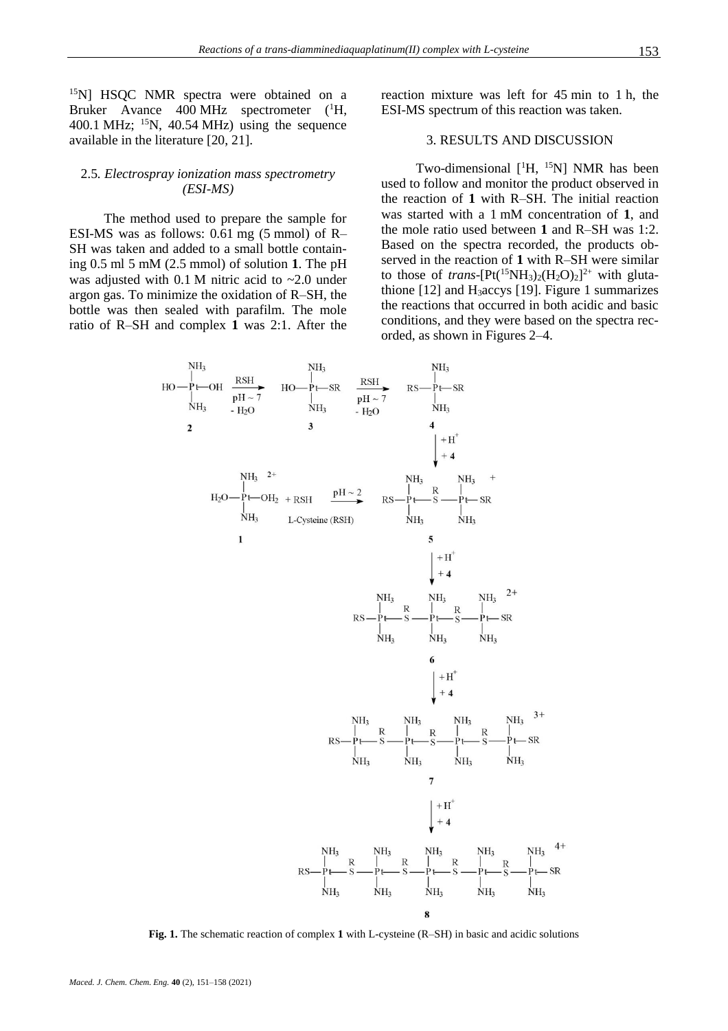[15N] HSQC NMR spectra were obtained on a Bruker Avance 400 MHz spectrometer ($^1$H, 400.1 MHz; $^{15}$N, 40.54 MHz) using the sequence available in the literature [20, 21].

### 2.5. *Electrospray ionization mass spectrometry (ESI-MS)*

The method used to prepare the sample for ESI-MS was as follows: 0.61 mg (5 mmol) of R–SH was taken and added to a small bottle containing 0.5 ml 5 mM (2.5 mmol) of solution **1**. The pH was adjusted with 0.1 M nitric acid to ~2.0 under argon gas. To minimize the oxidation of R–SH, the bottle was then sealed with parafilm. The mole ratio of R–SH and complex **1** was 2:1. After the reaction mixture was left for 45 min to 1 h, the ESI-MS spectrum of this reaction was taken.

## 3. RESULTS AND DISCUSSION

Two-dimensional [$^1$H, $^{15}$N] NMR has been used to follow and monitor the product observed in the reaction of **1** with R–SH. The initial reaction was started with a 1 mM concentration of **1**, and the mole ratio used between **1** and R–SH was 1:2. Based on the spectra recorded, the products observed in the reaction of **1** with R–SH were similar to those of *trans*-$[Pt(^{15}NH_3)_2(H_2O)_2]^{2+}$ with glutathione [12] and $H_3$accys [19]. Figure 1 summarizes the reactions that occurred in both acidic and basic conditions, and they were based on the spectra recorded, as shown in Figures 2–4.

**Fig. 1.** The schematic reaction of complex **1** with L-cysteine (R–SH) in basic and acidic solutions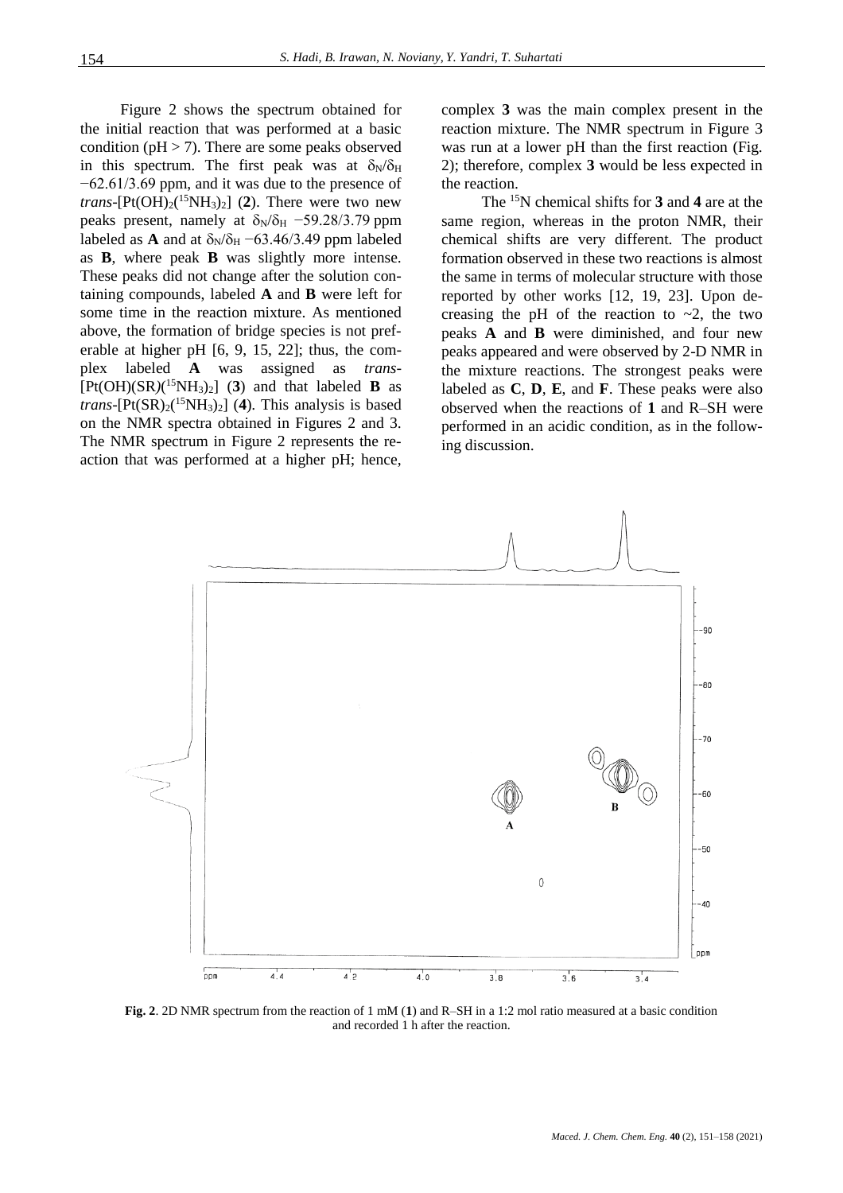Figure 2 shows the spectrum obtained for the initial reaction that was performed at a basic condition (pH > 7). There are some peaks observed in this spectrum. The first peak was at $\delta_N/\delta_H$ −62.61/3.69 ppm, and it was due to the presence of *trans*-[Pt(OH)$_2$($^{15}$NH$_3$)$_2$] (**2**). There were two new peaks present, namely at $\delta_N/\delta_H$ −59.28/3.79 ppm labeled as **A** and at $\delta_N/\delta_H$ −63.46/3.49 ppm labeled as **B**, where peak **B** was slightly more intense. These peaks did not change after the solution containing compounds, labeled **A** and **B** were left for some time in the reaction mixture. As mentioned above, the formation of bridge species is not preferable at higher pH [6, 9, 15, 22]; thus, the complex labeled **A** was assigned as *trans*-[Pt(OH)(SR)($^{15}$NH$_3$)$_2$] (**3**) and that labeled **B** as *trans*-[Pt(SR)$_2$($^{15}$NH$_3$)$_2$] (**4**). This analysis is based on the NMR spectra obtained in Figures 2 and 3. The NMR spectrum in Figure 2 represents the reaction that was performed at a higher pH; hence, complex **3** was the main complex present in the reaction mixture. The NMR spectrum in Figure 3 was run at a lower pH than the first reaction (Fig. 2); therefore, complex **3** would be less expected in the reaction.

The $^{15}$N chemical shifts for **3** and **4** are at the same region, whereas in the proton NMR, their chemical shifts are very different. The product formation observed in these two reactions is almost the same in terms of molecular structure with those reported by other works [12, 19, 23]. Upon decreasing the pH of the reaction to ~2, the two peaks **A** and **B** were diminished, and four new peaks appeared and were observed by 2-D NMR in the mixture reactions. The strongest peaks were labeled as **C**, **D**, **E**, and **F**. These peaks were also observed when the reactions of **1** and R–SH were performed in an acidic condition, as in the following discussion.

**Fig. 2**. 2D NMR spectrum from the reaction of 1 mM (**1**) and R–SH in a 1:2 mol ratio measured at a basic condition and recorded 1 h after the reaction.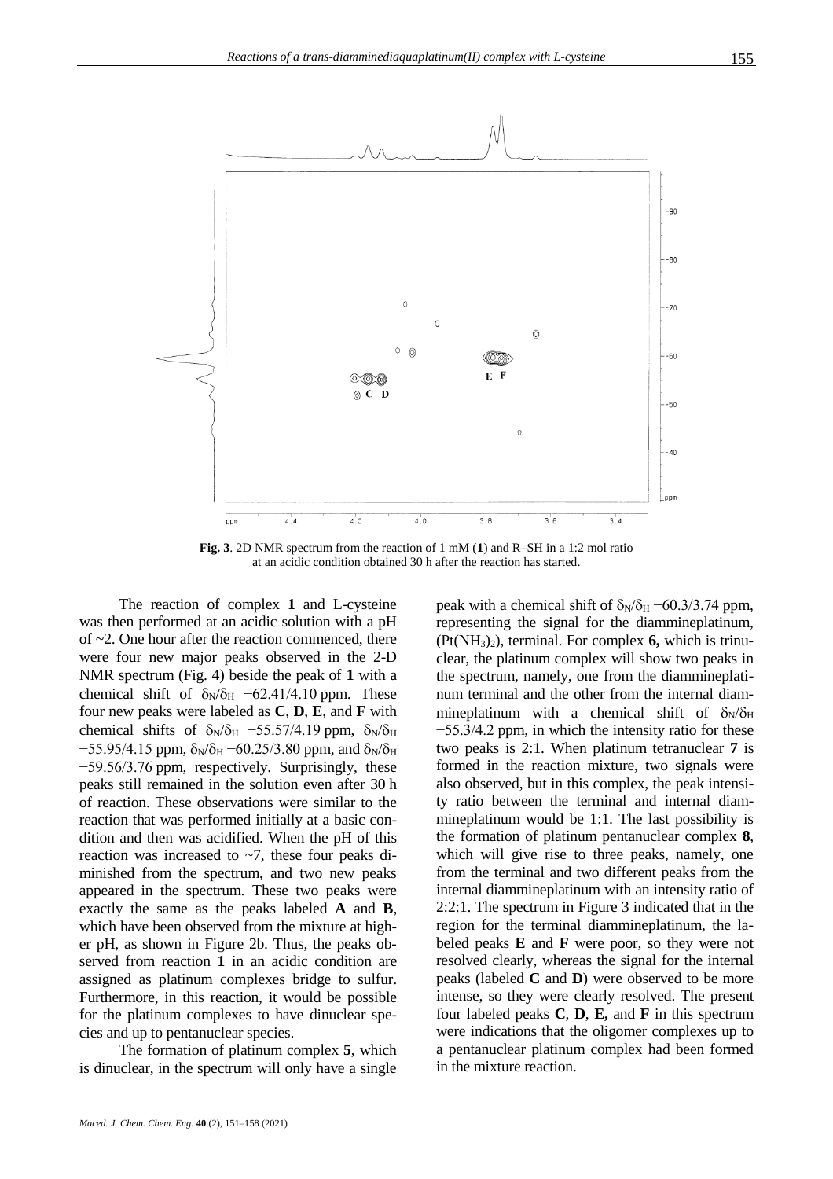**Fig. 3**. 2D NMR spectrum from the reaction of 1 mM (**1**) and R–SH in a 1:2 mol ratio at an acidic condition obtained 30 h after the reaction has started.

The reaction of complex **1** and L-cysteine was then performed at an acidic solution with a pH of ~2. One hour after the reaction commenced, there were four new major peaks observed in the 2-D NMR spectrum (Fig. 4) beside the peak of **1** with a chemical shift of $\delta_N/\delta_H$ −62.41/4.10 ppm. These four new peaks were labeled as **C**, **D**, **E**, and **F** with chemical shifts of $\delta_N/\delta_H$ −55.57/4.19 ppm, $\delta_N/\delta_H$ −55.95/4.15 ppm, $\delta_N/\delta_H$ −60.25/3.80 ppm, and $\delta_N/\delta_H$ −59.56/3.76 ppm, respectively. Surprisingly, these peaks still remained in the solution even after 30 h of reaction. These observations were similar to the reaction that was performed initially at a basic condition and then was acidified. When the pH of this reaction was increased to ~7, these four peaks diminished from the spectrum, and two new peaks appeared in the spectrum. These two peaks were exactly the same as the peaks labeled **A** and **B**, which have been observed from the mixture at higher pH, as shown in Figure 2b. Thus, the peaks observed from reaction **1** in an acidic condition are assigned as platinum complexes bridge to sulfur. Furthermore, in this reaction, it would be possible for the platinum complexes to have dinuclear species and up to pentanuclear species.

The formation of platinum complex **5**, which is dinuclear, in the spectrum will only have a single peak with a chemical shift of $\delta_N/\delta_H$ −60.3/3.74 ppm, representing the signal for the diammineplatinum, ($Pt(NH_3)_2$), terminal. For complex **6,** which is trinuclear, the platinum complex will show two peaks in the spectrum, namely, one from the diammineplatinum terminal and the other from the internal diammineplatinum with a chemical shift of $\delta_N/\delta_H$ −55.3/4.2 ppm, in which the intensity ratio for these two peaks is 2:1. When platinum tetranuclear **7** is formed in the reaction mixture, two signals were also observed, but in this complex, the peak intensity ratio between the terminal and internal diammineplatinum would be 1:1. The last possibility is the formation of platinum pentanuclear complex **8**, which will give rise to three peaks, namely, one from the terminal and two different peaks from the internal diammineplatinum with an intensity ratio of 2:2:1. The spectrum in Figure 3 indicated that in the region for the terminal diammineplatinum, the labeled peaks **E** and **F** were poor, so they were not resolved clearly, whereas the signal for the internal peaks (labeled **C** and **D**) were observed to be more intense, so they were clearly resolved. The present four labeled peaks **C**, **D**, **E,** and **F** in this spectrum were indications that the oligomer complexes up to a pentanuclear platinum complex had been formed in the mixture reaction.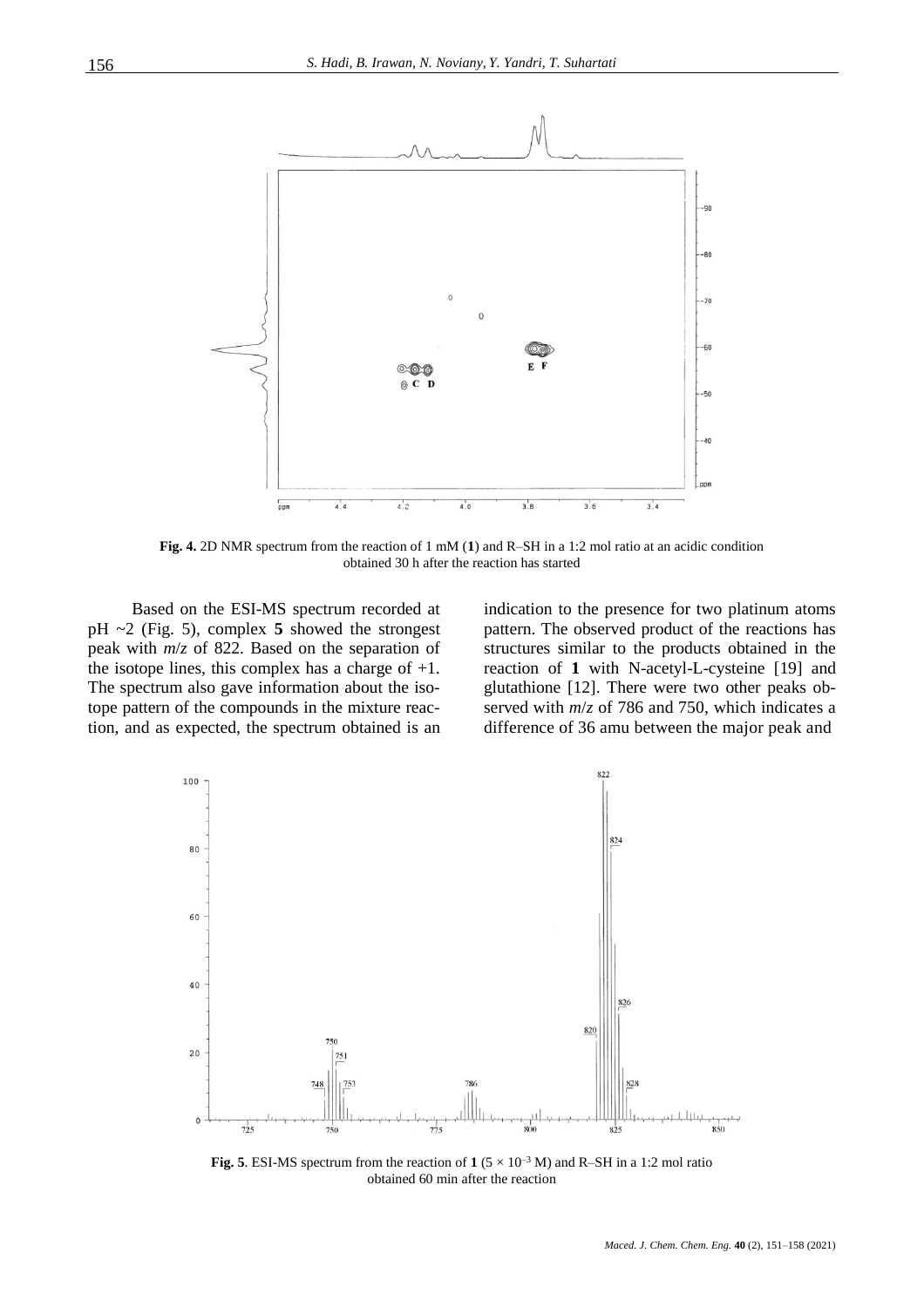**Fig. 4.** 2D NMR spectrum from the reaction of 1 mM (**1**) and R–SH in a 1:2 mol ratio at an acidic condition obtained 30 h after the reaction has started

Based on the ESI-MS spectrum recorded at pH ~2 (Fig. 5), complex **5** showed the strongest peak with *m*/*z* of 822. Based on the separation of the isotope lines, this complex has a charge of +1. The spectrum also gave information about the isotope pattern of the compounds in the mixture reaction, and as expected, the spectrum obtained is an indication to the presence for two platinum atoms pattern. The observed product of the reactions has structures similar to the products obtained in the reaction of **1** with N-acetyl-L-cysteine [19] and glutathione [12]. There were two other peaks observed with *m*/*z* of 786 and 750, which indicates a difference of 36 amu between the major peak and

**Fig. 5**. ESI-MS spectrum from the reaction of **1** ($5 \times 10^{-3}$ M) and R–SH in a 1:2 mol ratio obtained 60 min after the reaction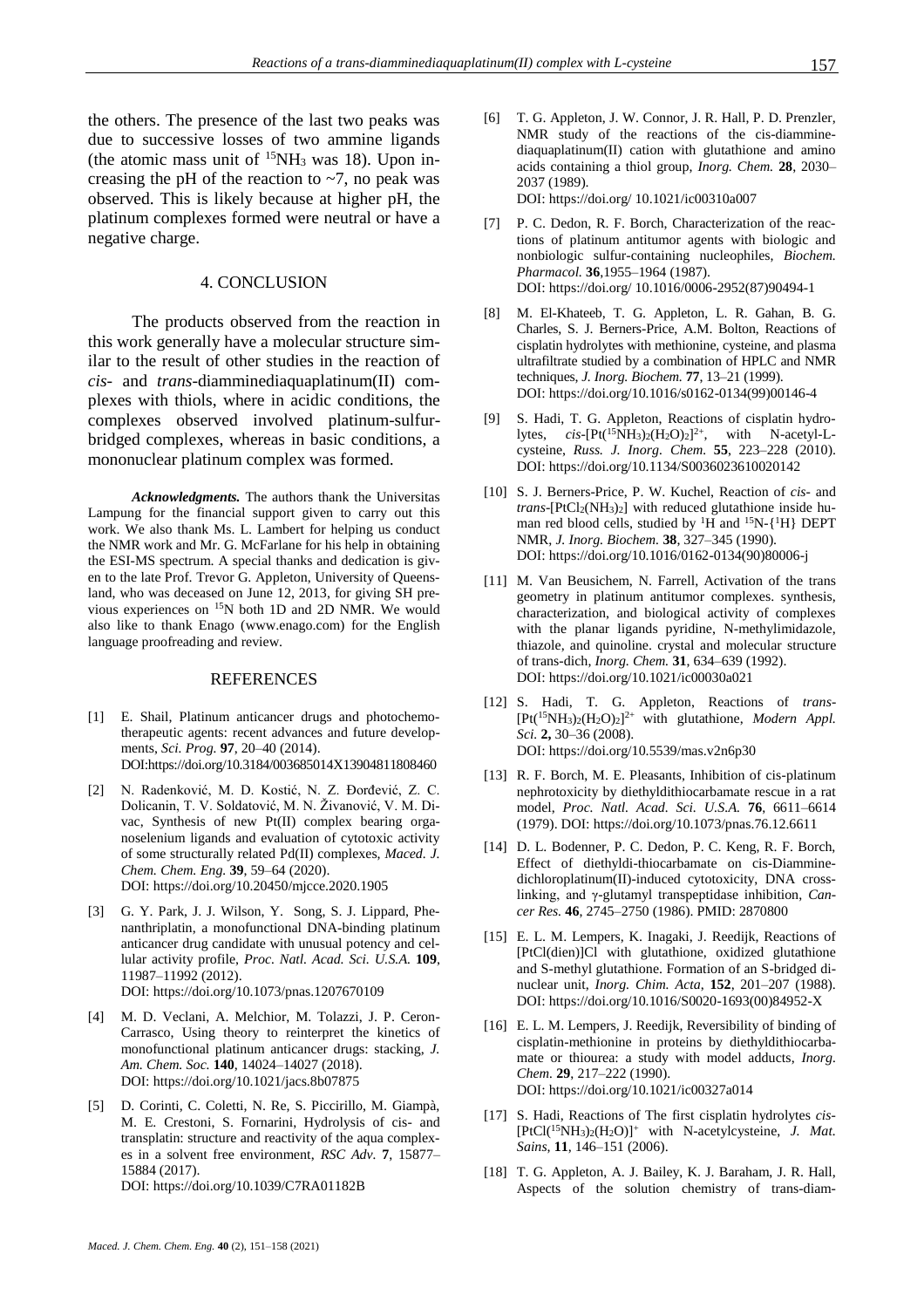the others. The presence of the last two peaks was due to successive losses of two ammine ligands (the atomic mass unit of $^{15}NH_3$ was 18). Upon increasing the pH of the reaction to ~7, no peak was observed. This is likely because at higher pH, the platinum complexes formed were neutral or have a negative charge.

## 4. CONCLUSION

The products observed from the reaction in this work generally have a molecular structure similar to the result of other studies in the reaction of *cis-* and *trans-*diamminediaquaplatinum(II) complexes with thiols, where in acidic conditions, the complexes observed involved platinum-sulfur-bridged complexes, whereas in basic conditions, a mononuclear platinum complex was formed.

***Acknowledgments.*** The authors thank the Universitas Lampung for the financial support given to carry out this work. We also thank Ms. L. Lambert for helping us conduct the NMR work and Mr. G. McFarlane for his help in obtaining the ESI-MS spectrum. A special thanks and dedication is given to the late Prof. Trevor G. Appleton, University of Queensland, who was deceased on June 12, 2013, for giving SH previous experiences on $^{15}N$ both 1D and 2D NMR. We would also like to thank Enago (www.enago.com) for the English language proofreading and review.

## REFERENCES

[1] E. Shail, Platinum anticancer drugs and photochemotherapeutic agents: recent advances and future developments, *Sci. Prog.* **97**, 20–40 (2014). DOI:https://doi.org/10.3184/003685014X13904811808460

[2] N. Radenković, M. D. Kostić, N. Z. Đorđević, Z. C. Dolicanin, T. V. Soldatović, M. N. Živanović, V. M. Divac, Synthesis of new Pt(II) complex bearing organoselenium ligands and evaluation of cytotoxic activity of some structurally related Pd(II) complexes, *Maced. J. Chem. Chem. Eng.* **39**, 59–64 (2020). DOI: https://doi.org/10.20450/mjcce.2020.1905

[3] G. Y. Park, J. J. Wilson, Y. Song, S. J. Lippard, Phenanthriplatin, a monofunctional DNA-binding platinum anticancer drug candidate with unusual potency and cellular activity profile, *Proc. Natl. Acad. Sci. U.S.A.* **109**, 11987–11992 (2012). DOI: https://doi.org/10.1073/pnas.1207670109

[4] M. D. Veclani, A. Melchior, M. Tolazzi, J. P. Ceron-Carrasco, Using theory to reinterpret the kinetics of monofunctional platinum anticancer drugs: stacking, *J. Am. Chem. Soc.* **140**, 14024–14027 (2018). DOI: https://doi.org/10.1021/jacs.8b07875

[5] D. Corinti, C. Coletti, N. Re, S. Piccirillo, M. Giampà, M. E. Crestoni, S. Fornarini, Hydrolysis of cis- and transplatin: structure and reactivity of the aqua complexes in a solvent free environment, *RSC Adv.* **7**, 15877–15884 (2017). DOI: https://doi.org/10.1039/C7RA01182B

[6] T. G. Appleton, J. W. Connor, J. R. Hall, P. D. Prenzler, NMR study of the reactions of the cis-diamminediaquaplatinum(II) cation with glutathione and amino acids containing a thiol group, *Inorg. Chem.* **28**, 2030–2037 (1989). DOI: https://doi.org/ 10.1021/ic00310a007

[7] P. C. Dedon, R. F. Borch, Characterization of the reactions of platinum antitumor agents with biologic and nonbiologic sulfur-containing nucleophiles, *Biochem. Pharmacol.* **36**,1955–1964 (1987). DOI: https://doi.org/ 10.1016/0006-2952(87)90494-1

[8] M. El-Khateeb, T. G. Appleton, L. R. Gahan, B. G. Charles, S. J. Berners-Price, A.M. Bolton, Reactions of cisplatin hydrolytes with methionine, cysteine, and plasma ultrafiltrate studied by a combination of HPLC and NMR techniques, *J. Inorg. Biochem.* **77**, 13–21 (1999). DOI: https://doi.org/10.1016/s0162-0134(99)00146-4

[9] S. Hadi, T. G. Appleton, Reactions of cisplatin hydrolytes, *cis*-$[Pt(^{15}NH_3)_2(H_2O)_2]^{2+}$, with N-acetyl-L-cysteine, *Russ. J. Inorg. Chem.* **55**, 223–228 (2010). DOI: https://doi.org/10.1134/S0036023610020142

[10] S. J. Berners-Price, P. W. Kuchel, Reaction of *cis-* and *trans-*$[PtCl_2(NH_3)_2]$ with reduced glutathione inside human red blood cells, studied by $^{1}H$ and $^{15}N$-{$^{1}H$} DEPT NMR, *J. Inorg. Biochem.* **38**, 327–345 (1990). DOI: https://doi.org/10.1016/0162-0134(90)80006-j

[11] M. Van Beusichem, N. Farrell, Activation of the trans geometry in platinum antitumor complexes. synthesis, characterization, and biological activity of complexes with the planar ligands pyridine, N-methylimidazole, thiazole, and quinoline. crystal and molecular structure of trans-dich, *Inorg. Chem.* **31**, 634–639 (1992). DOI: https://doi.org/10.1021/ic00030a021

[12] S. Hadi, T. G. Appleton, Reactions of *trans*-$[Pt(^{15}NH_3)_2(H_2O)_2]^{2+}$ with glutathione, *Modern Appl. Sci.* **2,** 30–36 (2008). DOI: https://doi.org/10.5539/mas.v2n6p30

[13] R. F. Borch, M. E. Pleasants, Inhibition of cis-platinum nephrotoxicity by diethyldithiocarbamate rescue in a rat model, *Proc. Natl. Acad. Sci. U.S.A.* **76**, 6611–6614 (1979). DOI: https://doi.org/10.1073/pnas.76.12.6611

[14] D. L. Bodenner, P. C. Dedon, P. C. Keng, R. F. Borch, Effect of diethyldi-thiocarbamate on cis-Diamminedichloroplatinum(II)-induced cytotoxicity, DNA crosslinking, and γ-glutamyl transpeptidase inhibition, *Cancer Res.* **46**, 2745–2750 (1986). PMID: 2870800

[15] E. L. M. Lempers, K. Inagaki, J. Reedijk, Reactions of [PtCl(dien)]Cl with glutathione, oxidized glutathione and S-methyl glutathione. Formation of an S-bridged dinuclear unit, *Inorg. Chim. Acta*, **152**, 201–207 (1988). DOI: https://doi.org/10.1016/S0020-1693(00)84952-X

[16] E. L. M. Lempers, J. Reedijk, Reversibility of binding of cisplatin-methionine in proteins by diethyldithiocarbamate or thiourea: a study with model adducts, *Inorg. Chem.* **29**, 217–222 (1990). DOI: https://doi.org/10.1021/ic00327a014

[17] S. Hadi, Reactions of The first cisplatin hydrolytes *cis*-$[PtCl(^{15}NH_3)_2(H_2O)]^{+}$ with N-acetylcysteine, *J. Mat. Sains*, **11**, 146–151 (2006).

[18] T. G. Appleton, A. J. Bailey, K. J. Baraham, J. R. Hall, Aspects of the solution chemistry of trans-diam-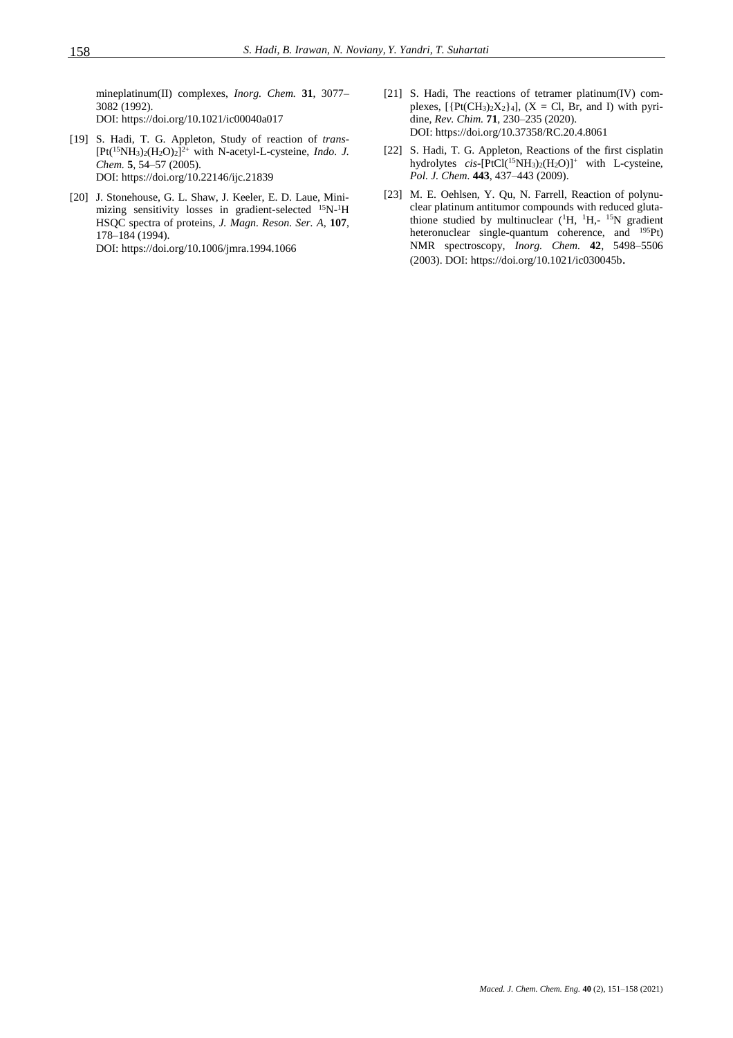mineplatinum(II) complexes, *Inorg. Chem.* **31**, 3077–3082 (1992).
DOI: https://doi.org/10.1021/ic00040a017

[19] S. Hadi, T. G. Appleton, Study of reaction of *trans*-$[Pt(^{15}NH_3)_2(H_2O)_2]^{2+}$ with N-acetyl-L-cysteine, *Indo. J. Chem.* **5**, 54–57 (2005).
DOI: https://doi.org/10.22146/ijc.21839

[20] J. Stonehouse, G. L. Shaw, J. Keeler, E. D. Laue, Minimizing sensitivity losses in gradient-selected $^{15}N$-$^{1}H$ HSQC spectra of proteins, *J. Magn. Reson. Ser. A*, **107**, 178–184 (1994).
DOI: https://doi.org/10.1006/jmra.1994.1066

[21] S. Hadi, The reactions of tetramer platinum(IV) complexes, $[\{Pt(CH_3)_2X_2\}_4]$, (X = Cl, Br, and I) with pyridine, *Rev. Chim.* **71**, 230–235 (2020).
DOI: https://doi.org/10.37358/RC.20.4.8061

[22] S. Hadi, T. G. Appleton, Reactions of the first cisplatin hydrolytes *cis*-$[PtCl(^{15}NH_3)_2(H_2O)]^{+}$ with L-cysteine, *Pol. J. Chem.* **443**, 437–443 (2009).

[23] M. E. Oehlsen, Y. Qu, N. Farrell, Reaction of polynuclear platinum antitumor compounds with reduced glutathione studied by multinuclear ($^{1}H$, $^{1}H$,- $^{15}N$ gradient heteronuclear single-quantum coherence, and $^{195}Pt$) NMR spectroscopy, *Inorg. Chem.* **42**, 5498–5506 (2003). DOI: https://doi.org/10.1021/ic030045b.